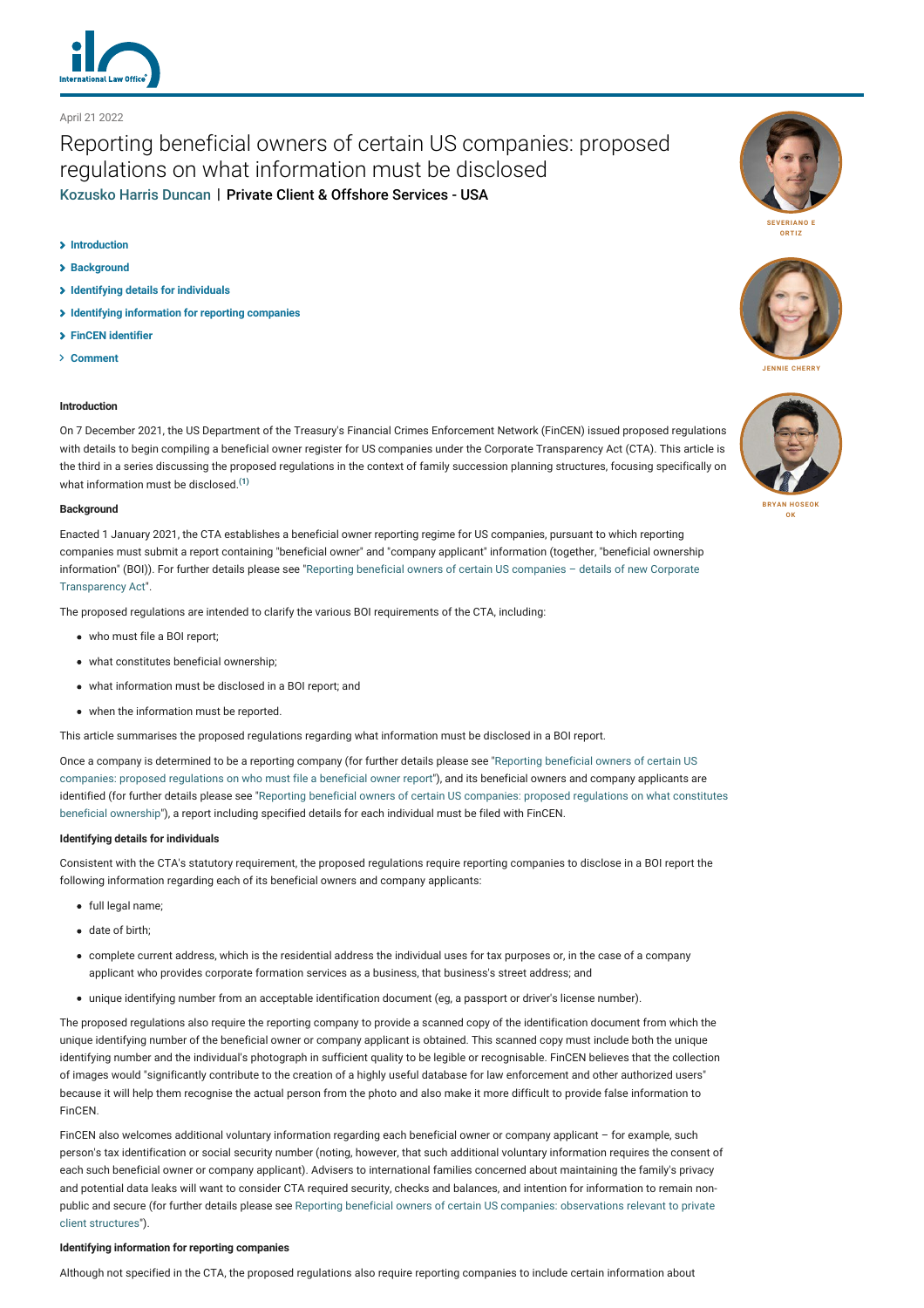April 21 2022

# Reporting beneficial owners of certain US companies: proposed regulations on what information must be disclosed

Kozusko Harris Duncan | Private Client & Offshore Services - USA

SEVERIANO E ORTIZ

JENNIE CHERRY

BRYAN HOSEOK OK

- Introduction
- Background
- Identifying details for individuals
- Identifying information for reporting companies
- FinCEN identifier
- Comment

**Introduction**

On 7 December 2021, the US Department of the Treasury's Financial Crimes Enforcement Network (FinCEN) issued proposed regulations with details to begin compiling a beneficial owner register for US companies under the Corporate Transparency Act (CTA). This article is the third in a series discussing the proposed regulations in the context of family succession planning structures, focusing specifically on what information must be disclosed.[(1)]

**Background**

Enacted 1 January 2021, the CTA establishes a beneficial owner reporting regime for US companies, pursuant to which reporting companies must submit a report containing "beneficial owner" and "company applicant" information (together, "beneficial ownership information" (BOI)). For further details please see "Reporting beneficial owners of certain US companies – details of new Corporate Transparency Act".

The proposed regulations are intended to clarify the various BOI requirements of the CTA, including:

- who must file a BOI report;
- what constitutes beneficial ownership;
- what information must be disclosed in a BOI report; and
- when the information must be reported.

This article summarises the proposed regulations regarding what information must be disclosed in a BOI report.

Once a company is determined to be a reporting company (for further details please see "Reporting beneficial owners of certain US companies: proposed regulations on who must file a beneficial owner report"), and its beneficial owners and company applicants are identified (for further details please see "Reporting beneficial owners of certain US companies: proposed regulations on what constitutes beneficial ownership"), a report including specified details for each individual must be filed with FinCEN.

**Identifying details for individuals**

Consistent with the CTA's statutory requirement, the proposed regulations require reporting companies to disclose in a BOI report the following information regarding each of its beneficial owners and company applicants:

- full legal name;
- date of birth;
- complete current address, which is the residential address the individual uses for tax purposes or, in the case of a company applicant who provides corporate formation services as a business, that business's street address; and
- unique identifying number from an acceptable identification document (eg, a passport or driver's license number).

The proposed regulations also require the reporting company to provide a scanned copy of the identification document from which the unique identifying number of the beneficial owner or company applicant is obtained. This scanned copy must include both the unique identifying number and the individual's photograph in sufficient quality to be legible or recognisable. FinCEN believes that the collection of images would "significantly contribute to the creation of a highly useful database for law enforcement and other authorized users" because it will help them recognise the actual person from the photo and also make it more difficult to provide false information to FinCEN.

FinCEN also welcomes additional voluntary information regarding each beneficial owner or company applicant – for example, such person's tax identification or social security number (noting, however, that such additional voluntary information requires the consent of each such beneficial owner or company applicant). Advisers to international families concerned about maintaining the family's privacy and potential data leaks will want to consider CTA required security, checks and balances, and intention for information to remain non-public and secure (for further details please see Reporting beneficial owners of certain US companies: observations relevant to private client structures").

**Identifying information for reporting companies**

Although not specified in the CTA, the proposed regulations also require reporting companies to include certain information about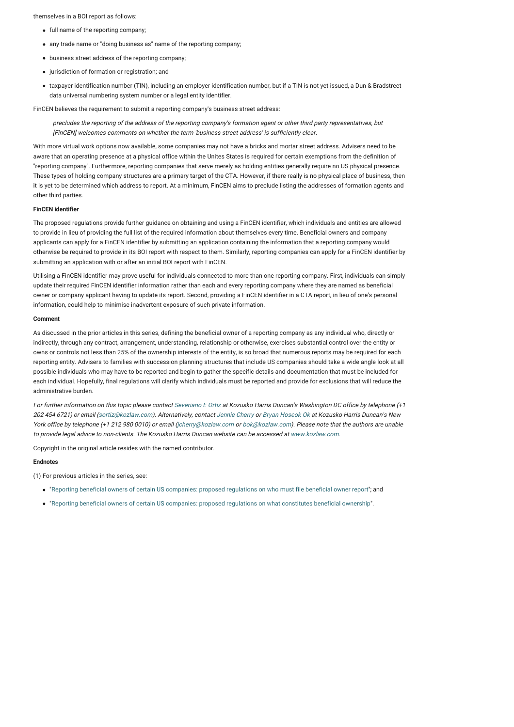themselves in a BOI report as follows:

- full name of the reporting company;
- any trade name or "doing business as" name of the reporting company;
- business street address of the reporting company;
- jurisdiction of formation or registration; and
- taxpayer identification number (TIN), including an employer identification number, but if a TIN is not yet issued, a Dun & Bradstreet data universal numbering system number or a legal entity identifier.

FinCEN believes the requirement to submit a reporting company's business street address:

> *precludes the reporting of the address of the reporting company's formation agent or other third party representatives, but [FinCEN] welcomes comments on whether the term 'business street address' is sufficiently clear.*

With more virtual work options now available, some companies may not have a bricks and mortar street address. Advisers need to be aware that an operating presence at a physical office within the Unites States is required for certain exemptions from the definition of "reporting company". Furthermore, reporting companies that serve merely as holding entities generally require no US physical presence. These types of holding company structures are a primary target of the CTA. However, if there really is no physical place of business, then it is yet to be determined which address to report. At a minimum, FinCEN aims to preclude listing the addresses of formation agents and other third parties.

**FinCEN identifier**

The proposed regulations provide further guidance on obtaining and using a FinCEN identifier, which individuals and entities are allowed to provide in lieu of providing the full list of the required information about themselves every time. Beneficial owners and company applicants can apply for a FinCEN identifier by submitting an application containing the information that a reporting company would otherwise be required to provide in its BOI report with respect to them. Similarly, reporting companies can apply for a FinCEN identifier by submitting an application with or after an initial BOI report with FinCEN.

Utilising a FinCEN identifier may prove useful for individuals connected to more than one reporting company. First, individuals can simply update their required FinCEN identifier information rather than each and every reporting company where they are named as beneficial owner or company applicant having to update its report. Second, providing a FinCEN identifier in a CTA report, in lieu of one's personal information, could help to minimise inadvertent exposure of such private information.

**Comment**

As discussed in the prior articles in this series, defining the beneficial owner of a reporting company as any individual who, directly or indirectly, through any contract, arrangement, understanding, relationship or otherwise, exercises substantial control over the entity or owns or controls not less than 25% of the ownership interests of the entity, is so broad that numerous reports may be required for each reporting entity. Advisers to families with succession planning structures that include US companies should take a wide angle look at all possible individuals who may have to be reported and begin to gather the specific details and documentation that must be included for each individual. Hopefully, final regulations will clarify which individuals must be reported and provide for exclusions that will reduce the administrative burden.

*For further information on this topic please contact Severiano E Ortiz at Kozusko Harris Duncan's Washington DC office by telephone (+1 202 454 6721) or email (sortiz@kozlaw.com). Alternatively, contact Jennie Cherry or Bryan Hoseok Ok at Kozusko Harris Duncan's New York office by telephone (+1 212 980 0010) or email (jcherry@kozlaw.com or bok@kozlaw.com). Please note that the authors are unable to provide legal advice to non-clients. The Kozusko Harris Duncan website can be accessed at www.kozlaw.com.*

Copyright in the original article resides with the named contributor.

**Endnotes**

(1) For previous articles in the series, see:

- "Reporting beneficial owners of certain US companies: proposed regulations on who must file beneficial owner report"; and
- "Reporting beneficial owners of certain US companies: proposed regulations on what constitutes beneficial ownership".